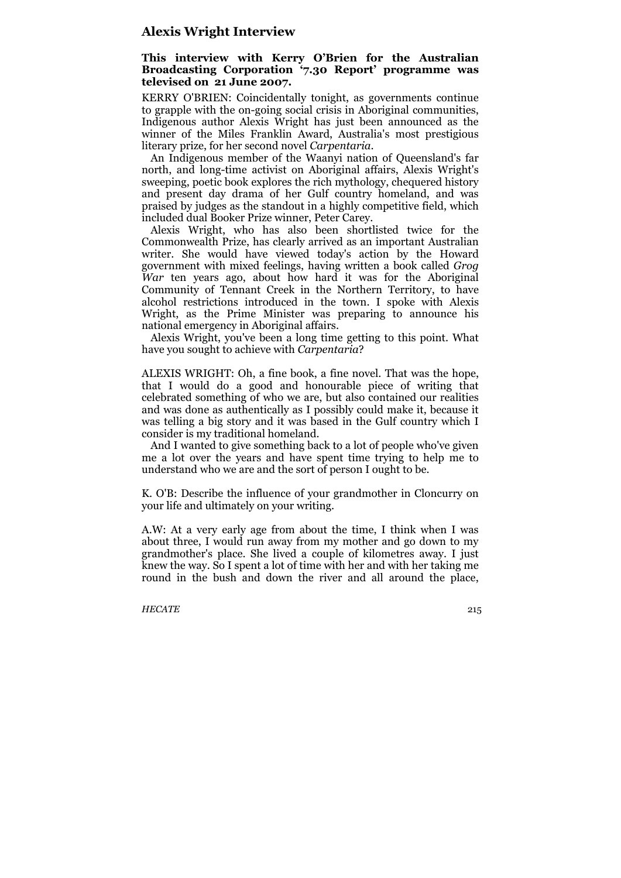# Alexis Wright Interview

**This interview with Kerry O'Brien for the Australian Broadcasting Corporation '7.30 Report' programme was televised on 21 June 2007.**

KERRY O'BRIEN: Coincidentally tonight, as governments continue to grapple with the on-going social crisis in Aboriginal communities, Indigenous author Alexis Wright has just been announced as the winner of the Miles Franklin Award, Australia's most prestigious literary prize, for her second novel *Carpentaria*.

An Indigenous member of the Waanyi nation of Queensland's far north, and long-time activist on Aboriginal affairs, Alexis Wright's sweeping, poetic book explores the rich mythology, chequered history and present day drama of her Gulf country homeland, and was praised by judges as the standout in a highly competitive field, which included dual Booker Prize winner, Peter Carey.

Alexis Wright, who has also been shortlisted twice for the Commonwealth Prize, has clearly arrived as an important Australian writer. She would have viewed today's action by the Howard government with mixed feelings, having written a book called *Grog War* ten years ago, about how hard it was for the Aboriginal Community of Tennant Creek in the Northern Territory, to have alcohol restrictions introduced in the town. I spoke with Alexis Wright, as the Prime Minister was preparing to announce his national emergency in Aboriginal affairs.

Alexis Wright, you've been a long time getting to this point. What have you sought to achieve with *Carpentaria*?

ALEXIS WRIGHT: Oh, a fine book, a fine novel. That was the hope, that I would do a good and honourable piece of writing that celebrated something of who we are, but also contained our realities and was done as authentically as I possibly could make it, because it was telling a big story and it was based in the Gulf country which I consider is my traditional homeland.

And I wanted to give something back to a lot of people who've given me a lot over the years and have spent time trying to help me to understand who we are and the sort of person I ought to be.

K. O'B: Describe the influence of your grandmother in Cloncurry on your life and ultimately on your writing.

A.W: At a very early age from about the time, I think when I was about three, I would run away from my mother and go down to my grandmother's place. She lived a couple of kilometres away. I just knew the way. So I spent a lot of time with her and with her taking me round in the bush and down the river and all around the place,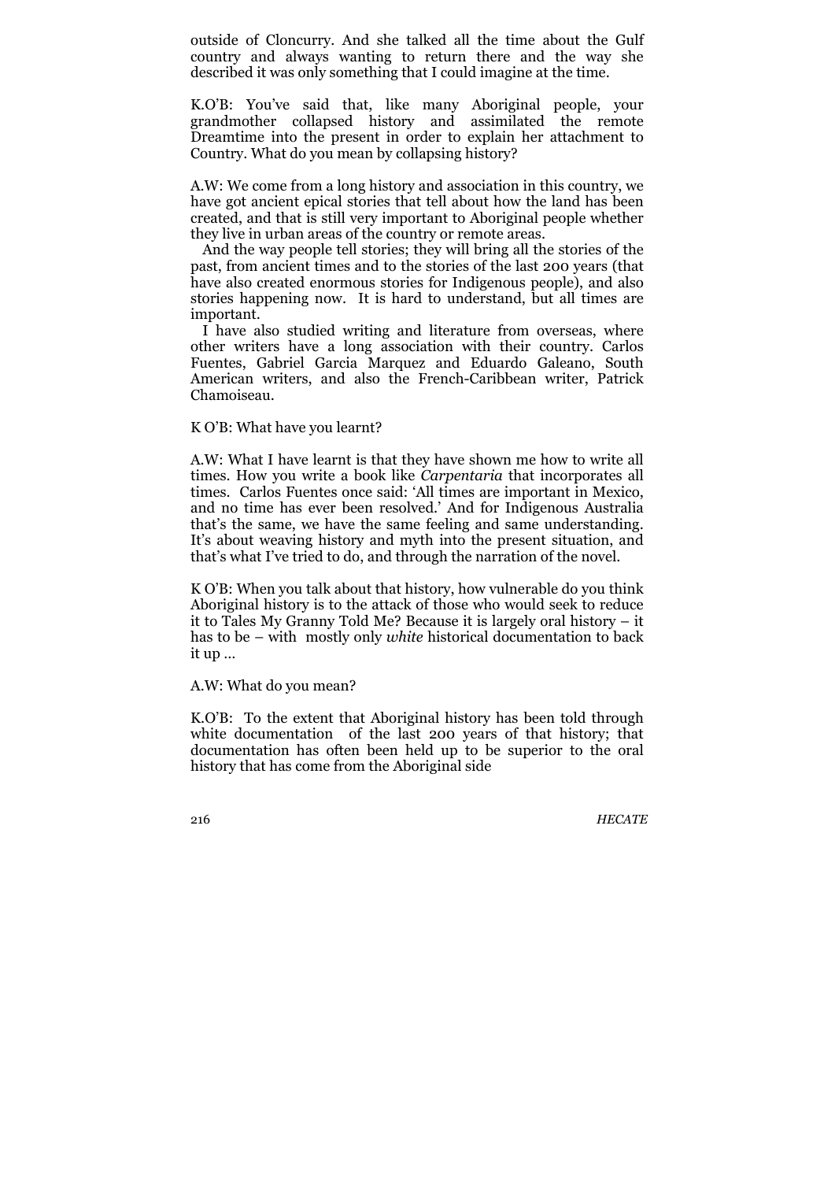outside of Cloncurry. And she talked all the time about the Gulf country and always wanting to return there and the way she described it was only something that I could imagine at the time.

K.O'B: You've said that, like many Aboriginal people, your grandmother collapsed history and assimilated the remote Dreamtime into the present in order to explain her attachment to Country. What do you mean by collapsing history?

A.W: We come from a long history and association in this country, we have got ancient epical stories that tell about how the land has been created, and that is still very important to Aboriginal people whether they live in urban areas of the country or remote areas.

And the way people tell stories; they will bring all the stories of the past, from ancient times and to the stories of the last 200 years (that have also created enormous stories for Indigenous people), and also stories happening now. It is hard to understand, but all times are important.

I have also studied writing and literature from overseas, where other writers have a long association with their country. Carlos Fuentes, Gabriel Garcia Marquez and Eduardo Galeano, South American writers, and also the French-Caribbean writer, Patrick Chamoiseau.

K O'B: What have you learnt?

A.W: What I have learnt is that they have shown me how to write all times. How you write a book like *Carpentaria* that incorporates all times. Carlos Fuentes once said: 'All times are important in Mexico, and no time has ever been resolved.' And for Indigenous Australia that's the same, we have the same feeling and same understanding. It's about weaving history and myth into the present situation, and that's what I've tried to do, and through the narration of the novel.

K O'B: When you talk about that history, how vulnerable do you think Aboriginal history is to the attack of those who would seek to reduce it to Tales My Granny Told Me? Because it is largely oral history – it has to be – with mostly only *white* historical documentation to back it up …

A.W: What do you mean?

K.O'B: To the extent that Aboriginal history has been told through white documentation of the last 200 years of that history; that documentation has often been held up to be superior to the oral history that has come from the Aboriginal side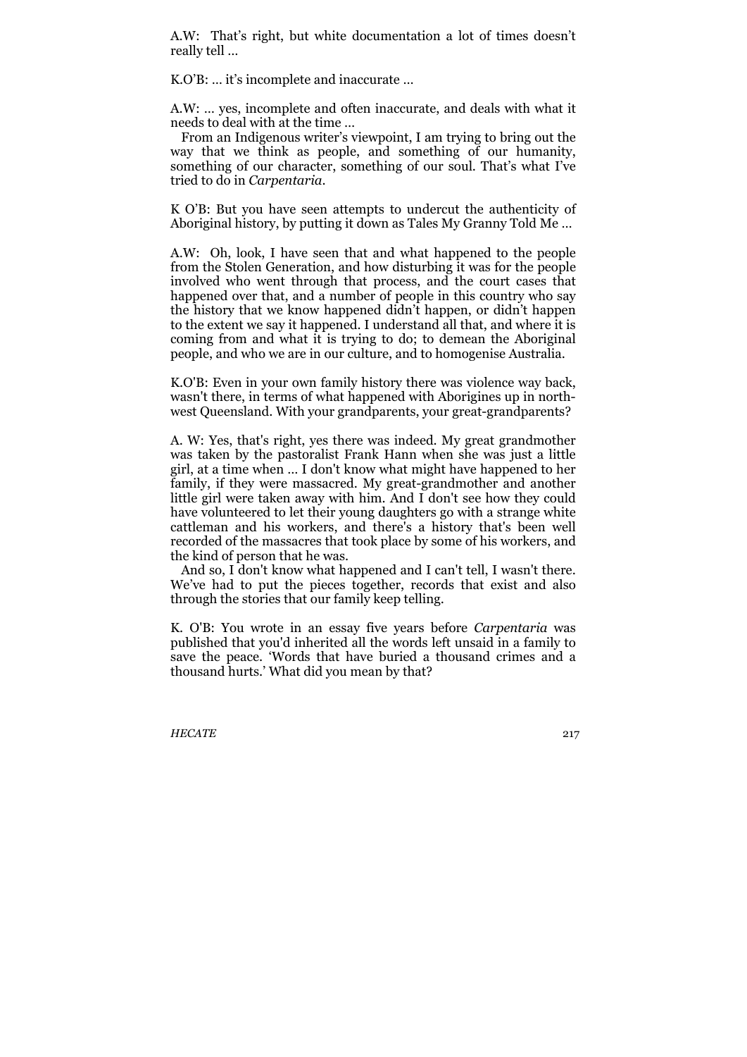A.W: That's right, but white documentation a lot of times doesn't really tell …

K.O'B: … it's incomplete and inaccurate …

A.W: … yes, incomplete and often inaccurate, and deals with what it needs to deal with at the time …

From an Indigenous writer's viewpoint, I am trying to bring out the way that we think as people, and something of our humanity, something of our character, something of our soul. That's what I've tried to do in *Carpentaria*.

K O'B: But you have seen attempts to undercut the authenticity of Aboriginal history, by putting it down as Tales My Granny Told Me …

A.W: Oh, look, I have seen that and what happened to the people from the Stolen Generation, and how disturbing it was for the people involved who went through that process, and the court cases that happened over that, and a number of people in this country who say the history that we know happened didn't happen, or didn't happen to the extent we say it happened. I understand all that, and where it is coming from and what it is trying to do; to demean the Aboriginal people, and who we are in our culture, and to homogenise Australia.

K.O'B: Even in your own family history there was violence way back, wasn't there, in terms of what happened with Aborigines up in north-west Queensland. With your grandparents, your great-grandparents?

A. W: Yes, that's right, yes there was indeed. My great grandmother was taken by the pastoralist Frank Hann when she was just a little girl, at a time when … I don't know what might have happened to her family, if they were massacred. My great-grandmother and another little girl were taken away with him. And I don't see how they could have volunteered to let their young daughters go with a strange white cattleman and his workers, and there's a history that's been well recorded of the massacres that took place by some of his workers, and the kind of person that he was.

And so, I don't know what happened and I can't tell, I wasn't there. We've had to put the pieces together, records that exist and also through the stories that our family keep telling.

K. O'B: You wrote in an essay five years before *Carpentaria* was published that you'd inherited all the words left unsaid in a family to save the peace. 'Words that have buried a thousand crimes and a thousand hurts.' What did you mean by that?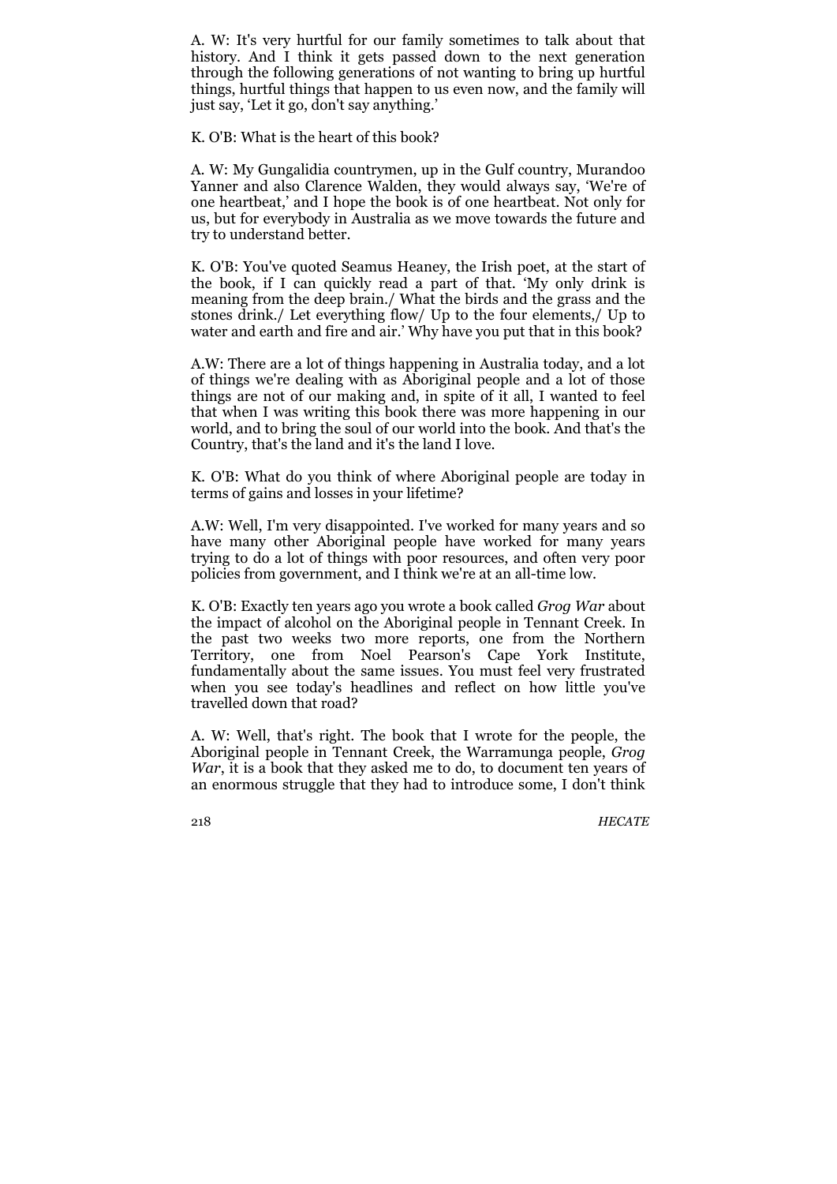A. W: It's very hurtful for our family sometimes to talk about that history. And I think it gets passed down to the next generation through the following generations of not wanting to bring up hurtful things, hurtful things that happen to us even now, and the family will just say, 'Let it go, don't say anything.'

K. O'B: What is the heart of this book?

A. W: My Gungalidia countrymen, up in the Gulf country, Murandoo Yanner and also Clarence Walden, they would always say, 'We're of one heartbeat,' and I hope the book is of one heartbeat. Not only for us, but for everybody in Australia as we move towards the future and try to understand better.

K. O'B: You've quoted Seamus Heaney, the Irish poet, at the start of the book, if I can quickly read a part of that. 'My only drink is meaning from the deep brain./ What the birds and the grass and the stones drink./ Let everything flow/ Up to the four elements,/ Up to water and earth and fire and air.' Why have you put that in this book?

A.W: There are a lot of things happening in Australia today, and a lot of things we're dealing with as Aboriginal people and a lot of those things are not of our making and, in spite of it all, I wanted to feel that when I was writing this book there was more happening in our world, and to bring the soul of our world into the book. And that's the Country, that's the land and it's the land I love.

K. O'B: What do you think of where Aboriginal people are today in terms of gains and losses in your lifetime?

A.W: Well, I'm very disappointed. I've worked for many years and so have many other Aboriginal people have worked for many years trying to do a lot of things with poor resources, and often very poor policies from government, and I think we're at an all-time low.

K. O'B: Exactly ten years ago you wrote a book called *Grog War* about the impact of alcohol on the Aboriginal people in Tennant Creek. In the past two weeks two more reports, one from the Northern Territory, one from Noel Pearson's Cape York Institute, fundamentally about the same issues. You must feel very frustrated when you see today's headlines and reflect on how little you've travelled down that road?

A. W: Well, that's right. The book that I wrote for the people, the Aboriginal people in Tennant Creek, the Warramunga people, *Grog War*, it is a book that they asked me to do, to document ten years of an enormous struggle that they had to introduce some, I don't think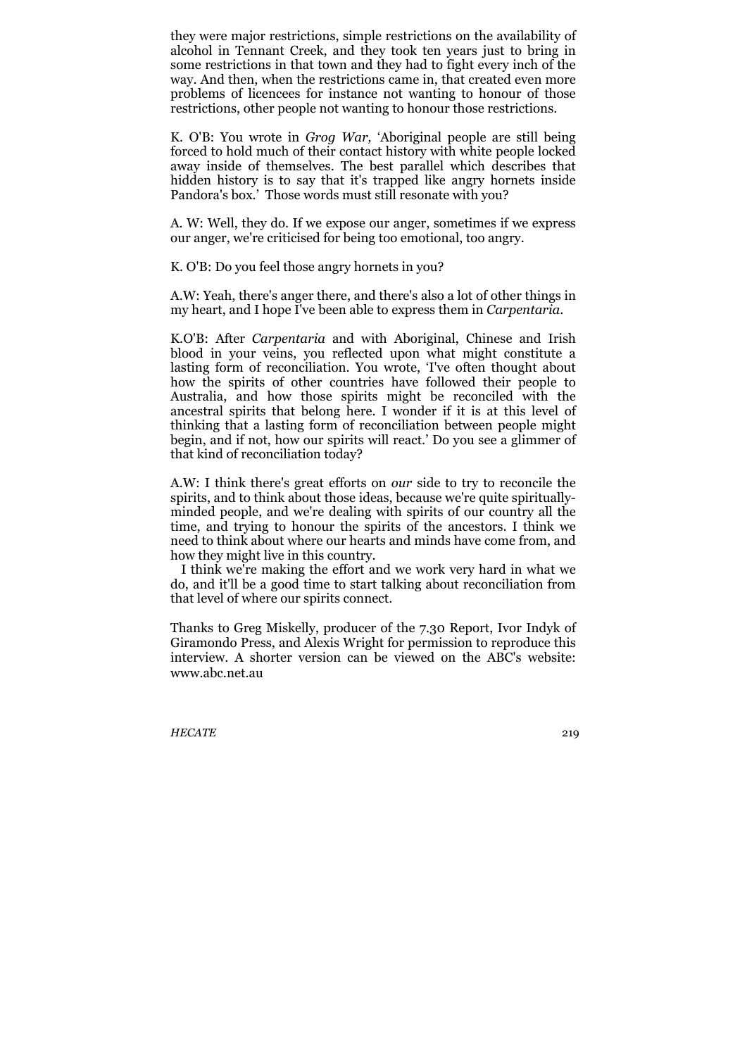they were major restrictions, simple restrictions on the availability of alcohol in Tennant Creek, and they took ten years just to bring in some restrictions in that town and they had to fight every inch of the way. And then, when the restrictions came in, that created even more problems of licencees for instance not wanting to honour of those restrictions, other people not wanting to honour those restrictions.

K. O'B: You wrote in *Grog War,* 'Aboriginal people are still being forced to hold much of their contact history with white people locked away inside of themselves. The best parallel which describes that hidden history is to say that it's trapped like angry hornets inside Pandora's box.' Those words must still resonate with you?

A. W: Well, they do. If we expose our anger, sometimes if we express our anger, we're criticised for being too emotional, too angry.

K. O'B: Do you feel those angry hornets in you?

A.W: Yeah, there's anger there, and there's also a lot of other things in my heart, and I hope I've been able to express them in *Carpentaria*.

K.O'B: After *Carpentaria* and with Aboriginal, Chinese and Irish blood in your veins, you reflected upon what might constitute a lasting form of reconciliation. You wrote, 'I've often thought about how the spirits of other countries have followed their people to Australia, and how those spirits might be reconciled with the ancestral spirits that belong here. I wonder if it is at this level of thinking that a lasting form of reconciliation between people might begin, and if not, how our spirits will react.' Do you see a glimmer of that kind of reconciliation today?

A.W: I think there's great efforts on *our* side to try to reconcile the spirits, and to think about those ideas, because we're quite spiritually-minded people, and we're dealing with spirits of our country all the time, and trying to honour the spirits of the ancestors. I think we need to think about where our hearts and minds have come from, and how they might live in this country.

I think we're making the effort and we work very hard in what we do, and it'll be a good time to start talking about reconciliation from that level of where our spirits connect.

Thanks to Greg Miskelly, producer of the 7.30 Report, Ivor Indyk of Giramondo Press, and Alexis Wright for permission to reproduce this interview. A shorter version can be viewed on the ABC's website: www.abc.net.au